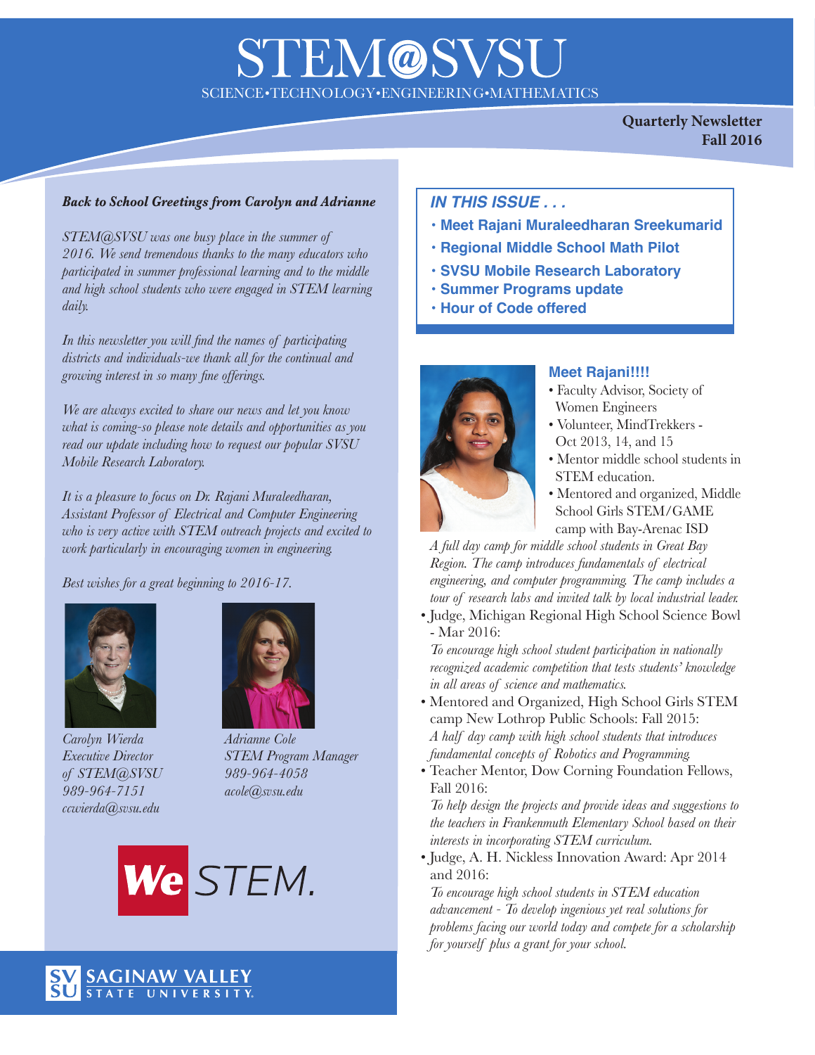# STEM@SVSU

SCIENCE•TECHNOLOGY•ENGINEERING•MATHEMATICS

**Quarterly Newsletter**
**Fall 2016**

***Back to School Greetings from Carolyn and Adrianne***

*STEM@SVSU was one busy place in the summer of 2016. We send tremendous thanks to the many educators who participated in summer professional learning and to the middle and high school students who were engaged in STEM learning daily.*

*In this newsletter you will find the names of participating districts and individuals-we thank all for the continual and growing interest in so many fine offerings.*

*We are always excited to share our news and let you know what is coming-so please note details and opportunities as you read our update including how to request our popular SVSU Mobile Research Laboratory.*

*It is a pleasure to focus on Dr. Rajani Muraleedharan, Assistant Professor of Electrical and Computer Engineering who is very active with STEM outreach projects and excited to work particularly in encouraging women in engineering.*

*Best wishes for a great beginning to 2016-17.*

*Carolyn Wierda*
*Executive Director of STEM@SVSU*
*989-964-7151*
*ccwierda@svsu.edu*

*Adrianne Cole*
*STEM Program Manager*
*989-964-4058*
*acole@svsu.edu*

We STEM.

SAGINAW VALLEY STATE UNIVERSITY

***IN THIS ISSUE . . .***

- **Meet Rajani Muraleedharan Sreekumarid**
- **Regional Middle School Math Pilot**
- **SVSU Mobile Research Laboratory**
- **Summer Programs update**
- **Hour of Code offered**

### Meet Rajani!!!!

- Faculty Advisor, Society of Women Engineers
- Volunteer, MindTrekkers - Oct 2013, 14, and 15
- Mentor middle school students in STEM education.
- Mentored and organized, Middle School Girls STEM/GAME camp with Bay-Arenac ISD
  *A full day camp for middle school students in Great Bay Region. The camp introduces fundamentals of electrical engineering, and computer programming. The camp includes a tour of research labs and invited talk by local industrial leader.*
- Judge, Michigan Regional High School Science Bowl - Mar 2016:
  *To encourage high school student participation in nationally recognized academic competition that tests students' knowledge in all areas of science and mathematics.*
- Mentored and Organized, High School Girls STEM camp New Lothrop Public Schools: Fall 2015:
  *A half day camp with high school students that introduces fundamental concepts of Robotics and Programming.*
- Teacher Mentor, Dow Corning Foundation Fellows, Fall 2016:
  *To help design the projects and provide ideas and suggestions to the teachers in Frankenmuth Elementary School based on their interests in incorporating STEM curriculum.*
- Judge, A. H. Nickless Innovation Award: Apr 2014 and 2016:
  *To encourage high school students in STEM education advancement - To develop ingenious yet real solutions for problems facing our world today and compete for a scholarship for yourself plus a grant for your school.*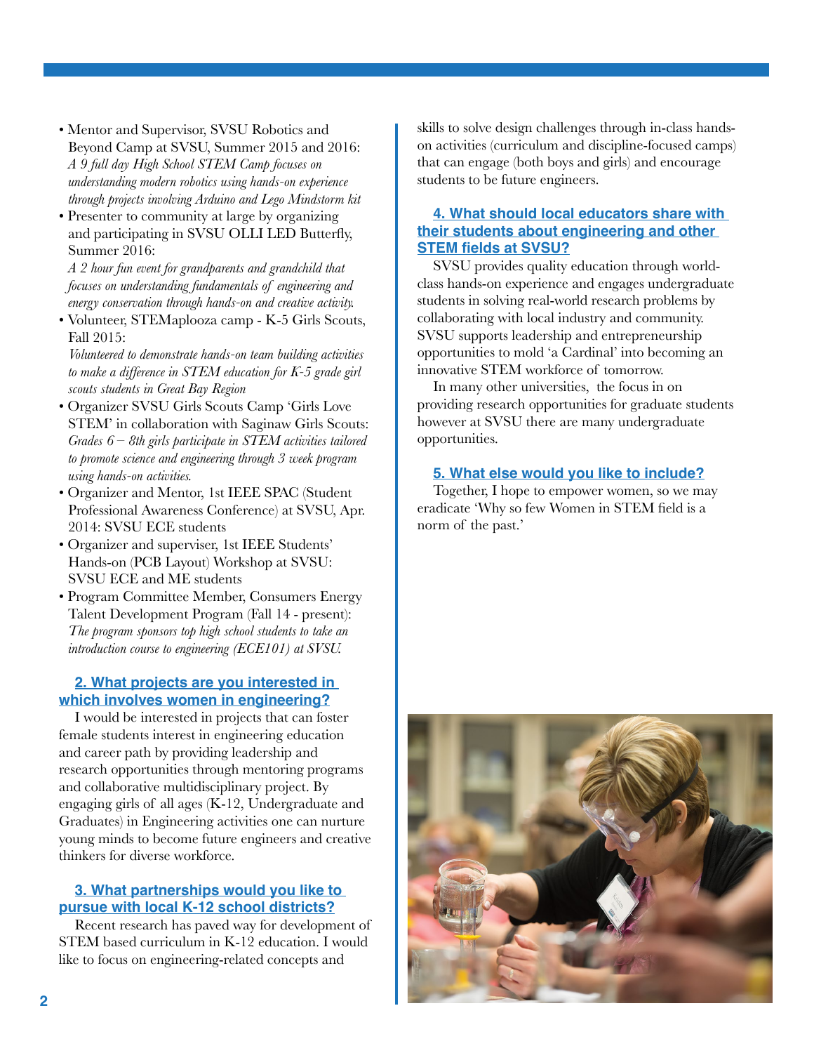- Mentor and Supervisor, SVSU Robotics and Beyond Camp at SVSU, Summer 2015 and 2016: *A 9 full day High School STEM Camp focuses on understanding modern robotics using hands-on experience through projects involving Arduino and Lego Mindstorm kit*
- Presenter to community at large by organizing and participating in SVSU OLLI LED Butterfly, Summer 2016: *A 2 hour fun event for grandparents and grandchild that focuses on understanding fundamentals of engineering and energy conservation through hands-on and creative activity.*
- Volunteer, STEMaplooza camp - K-5 Girls Scouts, Fall 2015: *Volunteered to demonstrate hands-on team building activities to make a difference in STEM education for K-5 grade girl scouts students in Great Bay Region*
- Organizer SVSU Girls Scouts Camp 'Girls Love STEM' in collaboration with Saginaw Girls Scouts: *Grades 6 – 8th girls participate in STEM activities tailored to promote science and engineering through 3 week program using hands-on activities.*
- Organizer and Mentor, 1st IEEE SPAC (Student Professional Awareness Conference) at SVSU, Apr. 2014: SVSU ECE students
- Organizer and superviser, 1st IEEE Students' Hands-on (PCB Layout) Workshop at SVSU: SVSU ECE and ME students
- Program Committee Member, Consumers Energy Talent Development Program (Fall 14 - present): *The program sponsors top high school students to take an introduction course to engineering (ECE101) at SVSU.*

## 2. What projects are you interested in which involves women in engineering?

I would be interested in projects that can foster female students interest in engineering education and career path by providing leadership and research opportunities through mentoring programs and collaborative multidisciplinary project. By engaging girls of all ages (K-12, Undergraduate and Graduates) in Engineering activities one can nurture young minds to become future engineers and creative thinkers for diverse workforce.

## 3. What partnerships would you like to pursue with local K-12 school districts?

Recent research has paved way for development of STEM based curriculum in K-12 education. I would like to focus on engineering-related concepts and skills to solve design challenges through in-class hands-on activities (curriculum and discipline-focused camps) that can engage (both boys and girls) and encourage students to be future engineers.

## 4. What should local educators share with their students about engineering and other STEM fields at SVSU?

SVSU provides quality education through world-class hands-on experience and engages undergraduate students in solving real-world research problems by collaborating with local industry and community. SVSU supports leadership and entrepreneurship opportunities to mold 'a Cardinal' into becoming an innovative STEM workforce of tomorrow.

In many other universities, the focus in on providing research opportunities for graduate students however at SVSU there are many undergraduate opportunities.

## 5. What else would you like to include?

Together, I hope to empower women, so we may eradicate 'Why so few Women in STEM field is a norm of the past.'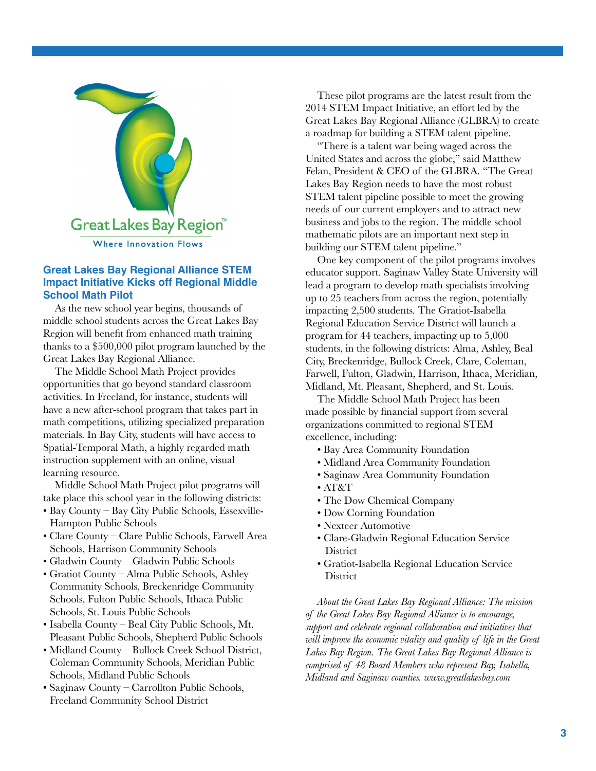Great Lakes Bay Region™

Where Innovation Flows

### Great Lakes Bay Regional Alliance STEM Impact Initiative Kicks off Regional Middle School Math Pilot

As the new school year begins, thousands of middle school students across the Great Lakes Bay Region will benefit from enhanced math training thanks to a $500,000 pilot program launched by the Great Lakes Bay Regional Alliance.

The Middle School Math Project provides opportunities that go beyond standard classroom activities. In Freeland, for instance, students will have a new after-school program that takes part in math competitions, utilizing specialized preparation materials. In Bay City, students will have access to Spatial-Temporal Math, a highly regarded math instruction supplement with an online, visual learning resource.

Middle School Math Project pilot programs will take place this school year in the following districts:

- Bay County – Bay City Public Schools, Essexville-Hampton Public Schools
- Clare County – Clare Public Schools, Farwell Area Schools, Harrison Community Schools
- Gladwin County – Gladwin Public Schools
- Gratiot County – Alma Public Schools, Ashley Community Schools, Breckenridge Community Schools, Fulton Public Schools, Ithaca Public Schools, St. Louis Public Schools
- Isabella County – Beal City Public Schools, Mt. Pleasant Public Schools, Shepherd Public Schools
- Midland County – Bullock Creek School District, Coleman Community Schools, Meridian Public Schools, Midland Public Schools
- Saginaw County – Carrollton Public Schools, Freeland Community School District

These pilot programs are the latest result from the 2014 STEM Impact Initiative, an effort led by the Great Lakes Bay Regional Alliance (GLBRA) to create a roadmap for building a STEM talent pipeline.

"There is a talent war being waged across the United States and across the globe," said Matthew Felan, President & CEO of the GLBRA. "The Great Lakes Bay Region needs to have the most robust STEM talent pipeline possible to meet the growing needs of our current employers and to attract new business and jobs to the region. The middle school mathematic pilots are an important next step in building our STEM talent pipeline."

One key component of the pilot programs involves educator support. Saginaw Valley State University will lead a program to develop math specialists involving up to 25 teachers from across the region, potentially impacting 2,500 students. The Gratiot-Isabella Regional Education Service District will launch a program for 44 teachers, impacting up to 5,000 students, in the following districts: Alma, Ashley, Beal City, Breckenridge, Bullock Creek, Clare, Coleman, Farwell, Fulton, Gladwin, Harrison, Ithaca, Meridian, Midland, Mt. Pleasant, Shepherd, and St. Louis.

The Middle School Math Project has been made possible by financial support from several organizations committed to regional STEM excellence, including:

- Bay Area Community Foundation
- Midland Area Community Foundation
- Saginaw Area Community Foundation
- AT&T
- The Dow Chemical Company
- Dow Corning Foundation
- Nexteer Automotive
- Clare-Gladwin Regional Education Service District
- Gratiot-Isabella Regional Education Service District

*About the Great Lakes Bay Regional Alliance: The mission of the Great Lakes Bay Regional Alliance is to encourage, support and celebrate regional collaboration and initiatives that will improve the economic vitality and quality of life in the Great Lakes Bay Region. The Great Lakes Bay Regional Alliance is comprised of 48 Board Members who represent Bay, Isabella, Midland and Saginaw counties. www.greatlakesbay.com*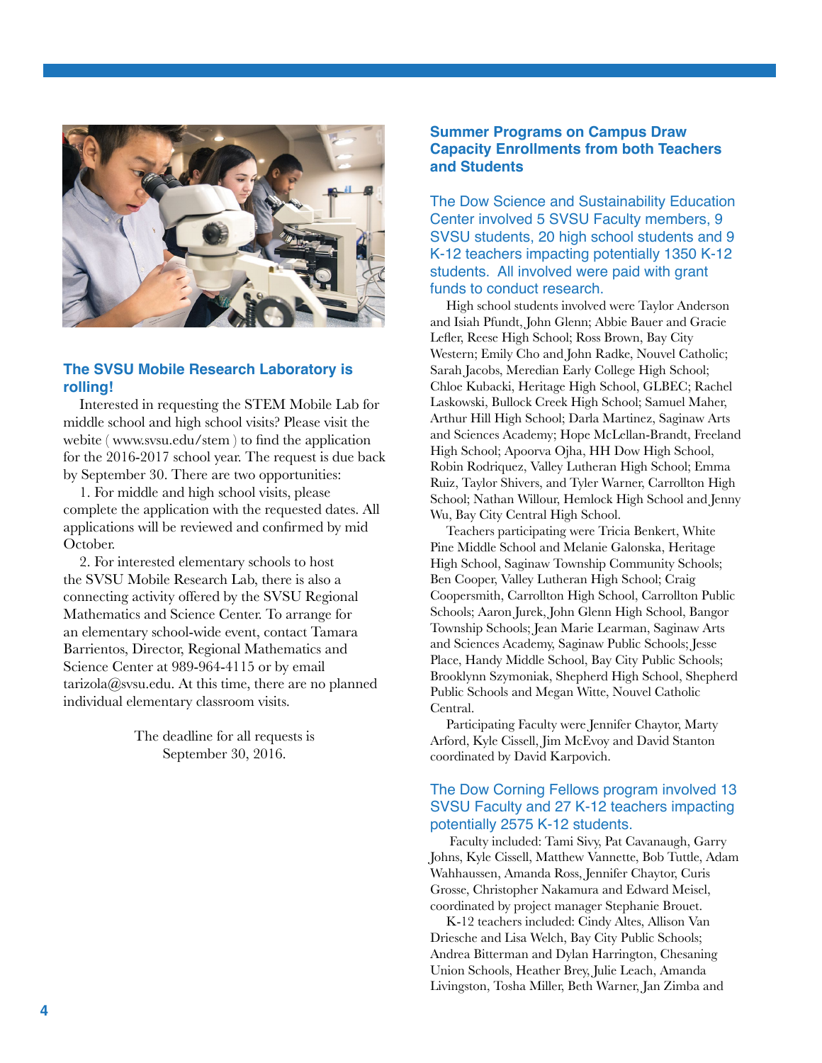## The SVSU Mobile Research Laboratory is rolling!

Interested in requesting the STEM Mobile Lab for middle school and high school visits? Please visit the webite ( www.svsu.edu/stem ) to find the application for the 2016-2017 school year. The request is due back by September 30. There are two opportunities:

1. For middle and high school visits, please complete the application with the requested dates. All applications will be reviewed and confirmed by mid October.

2. For interested elementary schools to host the SVSU Mobile Research Lab, there is also a connecting activity offered by the SVSU Regional Mathematics and Science Center. To arrange for an elementary school-wide event, contact Tamara Barrientos, Director, Regional Mathematics and Science Center at 989-964-4115 or by email tarizola@svsu.edu. At this time, there are no planned individual elementary classroom visits.

The deadline for all requests is September 30, 2016.

## Summer Programs on Campus Draw Capacity Enrollments from both Teachers and Students

### The Dow Science and Sustainability Education Center involved 5 SVSU Faculty members, 9 SVSU students, 20 high school students and 9 K-12 teachers impacting potentially 1350 K-12 students. All involved were paid with grant funds to conduct research.

High school students involved were Taylor Anderson and Isiah Pfundt, John Glenn; Abbie Bauer and Gracie Lefler, Reese High School; Ross Brown, Bay City Western; Emily Cho and John Radke, Nouvel Catholic; Sarah Jacobs, Meredian Early College High School; Chloe Kubacki, Heritage High School, GLBEC; Rachel Laskowski, Bullock Creek High School; Samuel Maher, Arthur Hill High School; Darla Martinez, Saginaw Arts and Sciences Academy; Hope McLellan-Brandt, Freeland High School; Apoorva Ojha, HH Dow High School, Robin Rodriquez, Valley Lutheran High School; Emma Ruiz, Taylor Shivers, and Tyler Warner, Carrollton High School; Nathan Willour, Hemlock High School and Jenny Wu, Bay City Central High School.

Teachers participating were Tricia Benkert, White Pine Middle School and Melanie Galonska, Heritage High School, Saginaw Township Community Schools; Ben Cooper, Valley Lutheran High School; Craig Coopersmith, Carrollton High School, Carrollton Public Schools; Aaron Jurek, John Glenn High School, Bangor Township Schools; Jean Marie Learman, Saginaw Arts and Sciences Academy, Saginaw Public Schools; Jesse Place, Handy Middle School, Bay City Public Schools; Brooklynn Szymoniak, Shepherd High School, Shepherd Public Schools and Megan Witte, Nouvel Catholic Central.

Participating Faculty were Jennifer Chaytor, Marty Arford, Kyle Cissell, Jim McEvoy and David Stanton coordinated by David Karpovich.

### The Dow Corning Fellows program involved 13 SVSU Faculty and 27 K-12 teachers impacting potentially 2575 K-12 students.

Faculty included: Tami Sivy, Pat Cavanaugh, Garry Johns, Kyle Cissell, Matthew Vannette, Bob Tuttle, Adam Wahhaussen, Amanda Ross, Jennifer Chaytor, Curis Grosse, Christopher Nakamura and Edward Meisel, coordinated by project manager Stephanie Brouet.

K-12 teachers included: Cindy Altes, Allison Van Driesche and Lisa Welch, Bay City Public Schools; Andrea Bitterman and Dylan Harrington, Chesaning Union Schools, Heather Brey, Julie Leach, Amanda Livingston, Tosha Miller, Beth Warner, Jan Zimba and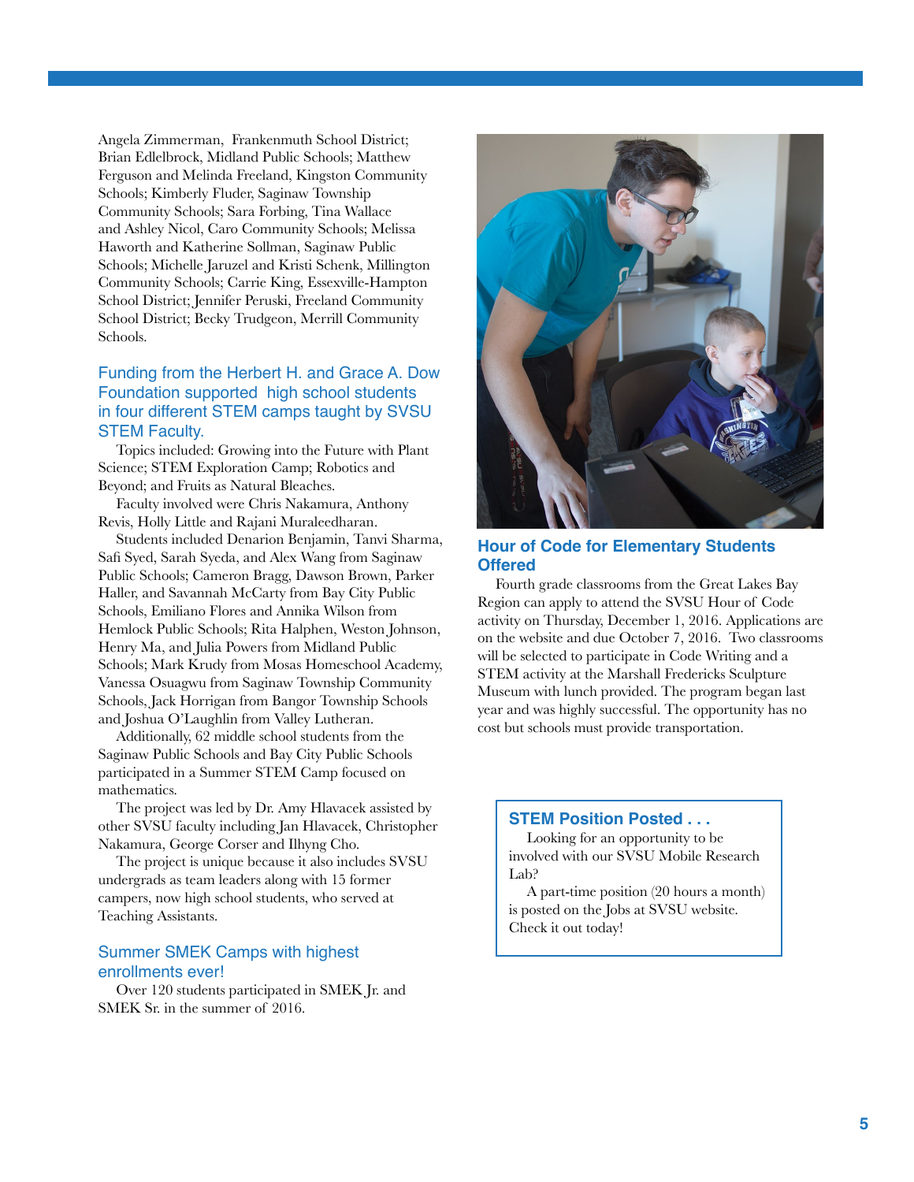Angela Zimmerman, Frankenmuth School District; Brian Edlelbrock, Midland Public Schools; Matthew Ferguson and Melinda Freeland, Kingston Community Schools; Kimberly Fluder, Saginaw Township Community Schools; Sara Forbing, Tina Wallace and Ashley Nicol, Caro Community Schools; Melissa Haworth and Katherine Sollman, Saginaw Public Schools; Michelle Jaruzel and Kristi Schenk, Millington Community Schools; Carrie King, Essexville-Hampton School District; Jennifer Peruski, Freeland Community School District; Becky Trudgeon, Merrill Community Schools.

## Funding from the Herbert H. and Grace A. Dow Foundation supported high school students in four different STEM camps taught by SVSU STEM Faculty.

Topics included: Growing into the Future with Plant Science; STEM Exploration Camp; Robotics and Beyond; and Fruits as Natural Bleaches.

Faculty involved were Chris Nakamura, Anthony Revis, Holly Little and Rajani Muraleedharan.

Students included Denarion Benjamin, Tanvi Sharma, Safi Syed, Sarah Syeda, and Alex Wang from Saginaw Public Schools; Cameron Bragg, Dawson Brown, Parker Haller, and Savannah McCarty from Bay City Public Schools, Emiliano Flores and Annika Wilson from Hemlock Public Schools; Rita Halphen, Weston Johnson, Henry Ma, and Julia Powers from Midland Public Schools; Mark Krudy from Mosas Homeschool Academy, Vanessa Osuagwu from Saginaw Township Community Schools, Jack Horrigan from Bangor Township Schools and Joshua O'Laughlin from Valley Lutheran.

Additionally, 62 middle school students from the Saginaw Public Schools and Bay City Public Schools participated in a Summer STEM Camp focused on mathematics.

The project was led by Dr. Amy Hlavacek assisted by other SVSU faculty including Jan Hlavacek, Christopher Nakamura, George Corser and Ilhyng Cho.

The project is unique because it also includes SVSU undergrads as team leaders along with 15 former campers, now high school students, who served at Teaching Assistants.

## Summer SMEK Camps with highest enrollments ever!

Over 120 students participated in SMEK Jr. and SMEK Sr. in the summer of 2016.

## Hour of Code for Elementary Students Offered

Fourth grade classrooms from the Great Lakes Bay Region can apply to attend the SVSU Hour of Code activity on Thursday, December 1, 2016. Applications are on the website and due October 7, 2016. Two classrooms will be selected to participate in Code Writing and a STEM activity at the Marshall Fredericks Sculpture Museum with lunch provided. The program began last year and was highly successful. The opportunity has no cost but schools must provide transportation.

## STEM Position Posted . . .

Looking for an opportunity to be involved with our SVSU Mobile Research Lab?

A part-time position (20 hours a month) is posted on the Jobs at SVSU website. Check it out today!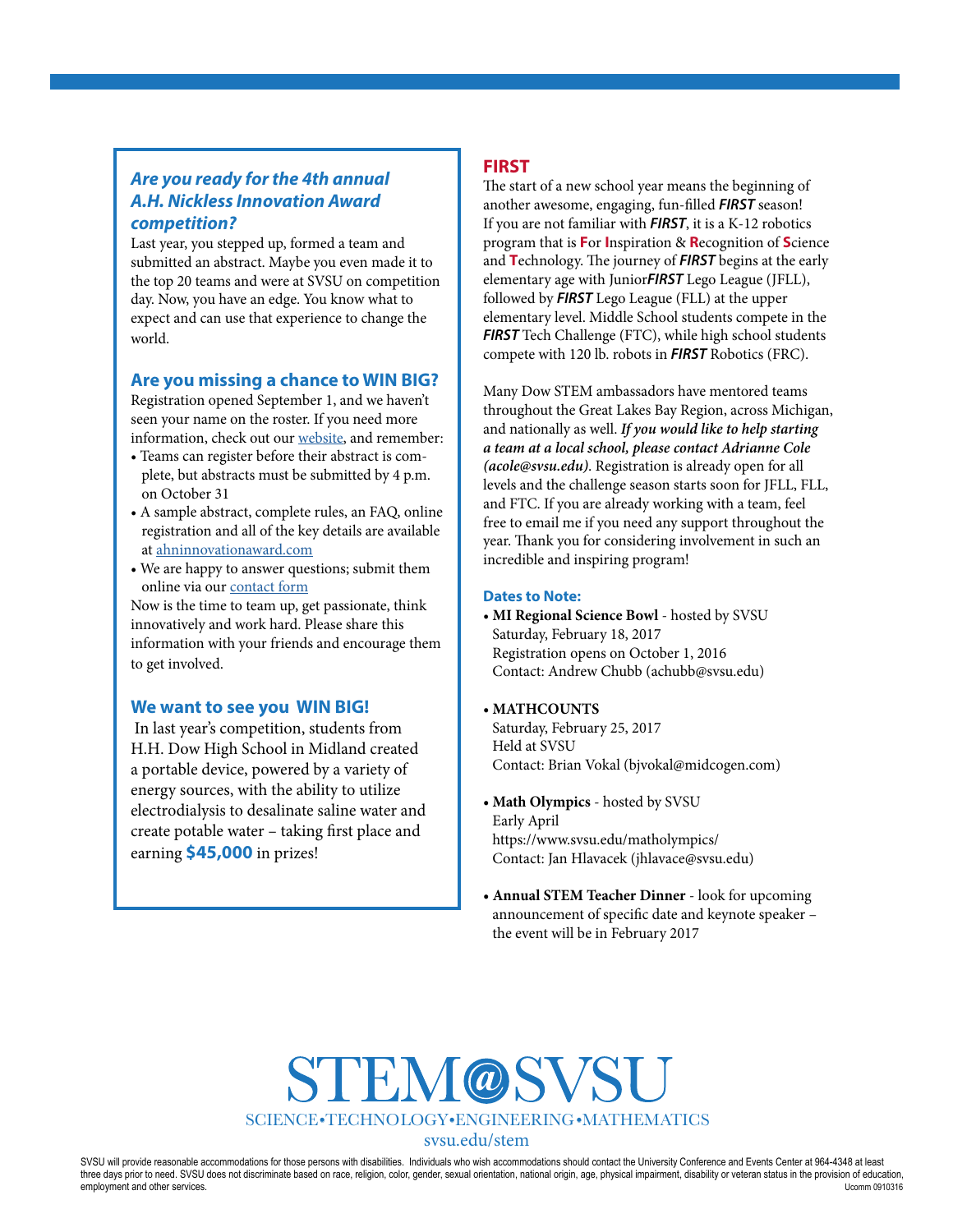## *Are you ready for the 4th annual A.H. Nickless Innovation Award competition?*

Last year, you stepped up, formed a team and submitted an abstract. Maybe you even made it to the top 20 teams and were at SVSU on competition day. Now, you have an edge. You know what to expect and can use that experience to change the world.

### Are you missing a chance to WIN BIG?

Registration opened September 1, and we haven't seen your name on the roster. If you need more information, check out our website, and remember:

- Teams can register before their abstract is complete, but abstracts must be submitted by 4 p.m. on October 31
- A sample abstract, complete rules, an FAQ, online registration and all of the key details are available at ahninnovationaward.com
- We are happy to answer questions; submit them online via our contact form

Now is the time to team up, get passionate, think innovatively and work hard. Please share this information with your friends and encourage them to get involved.

### We want to see you WIN BIG!

In last year's competition, students from H.H. Dow High School in Midland created a portable device, powered by a variety of energy sources, with the ability to utilize electrodialysis to desalinate saline water and create potable water – taking first place and earning **$45,000** in prizes!

## FIRST

The start of a new school year means the beginning of another awesome, engaging, fun-filled ***FIRST*** season! If you are not familiar with ***FIRST***, it is a K-12 robotics program that is **F**or **I**nspiration & **R**ecognition of **S**cience and **T**echnology. The journey of ***FIRST*** begins at the early elementary age with Junior***FIRST*** Lego League (JFLL), followed by ***FIRST*** Lego League (FLL) at the upper elementary level. Middle School students compete in the ***FIRST*** Tech Challenge (FTC), while high school students compete with 120 lb. robots in ***FIRST*** Robotics (FRC).

Many Dow STEM ambassadors have mentored teams throughout the Great Lakes Bay Region, across Michigan, and nationally as well. ***If you would like to help starting a team at a local school, please contact Adrianne Cole (acole@svsu.edu)***. Registration is already open for all levels and the challenge season starts soon for JFLL, FLL, and FTC. If you are already working with a team, feel free to email me if you need any support throughout the year. Thank you for considering involvement in such an incredible and inspiring program!

### Dates to Note:

- **MI Regional Science Bowl** - hosted by SVSU
  Saturday, February 18, 2017
  Registration opens on October 1, 2016
  Contact: Andrew Chubb (achubb@svsu.edu)

- **MATHCOUNTS**
  Saturday, February 25, 2017
  Held at SVSU
  Contact: Brian Vokal (bjvokal@midcogen.com)

- **Math Olympics** - hosted by SVSU
  Early April
  https://www.svsu.edu/matholympics/
  Contact: Jan Hlavacek (jhlavace@svsu.edu)

- **Annual STEM Teacher Dinner** - look for upcoming announcement of specific date and keynote speaker – the event will be in February 2017

# STEM@SVSU

SCIENCE•TECHNOLOGY•ENGINEERING•MATHEMATICS

svsu.edu/stem

SVSU will provide reasonable accommodations for those persons with disabilities. Individuals who wish accommodations should contact the University Conference and Events Center at 964-4348 at least three days prior to need. SVSU does not discriminate based on race, religion, color, gender, sexual orientation, national origin, age, physical impairment, disability or veteran status in the provision of education, employment and other services.

Ucomm 0910316